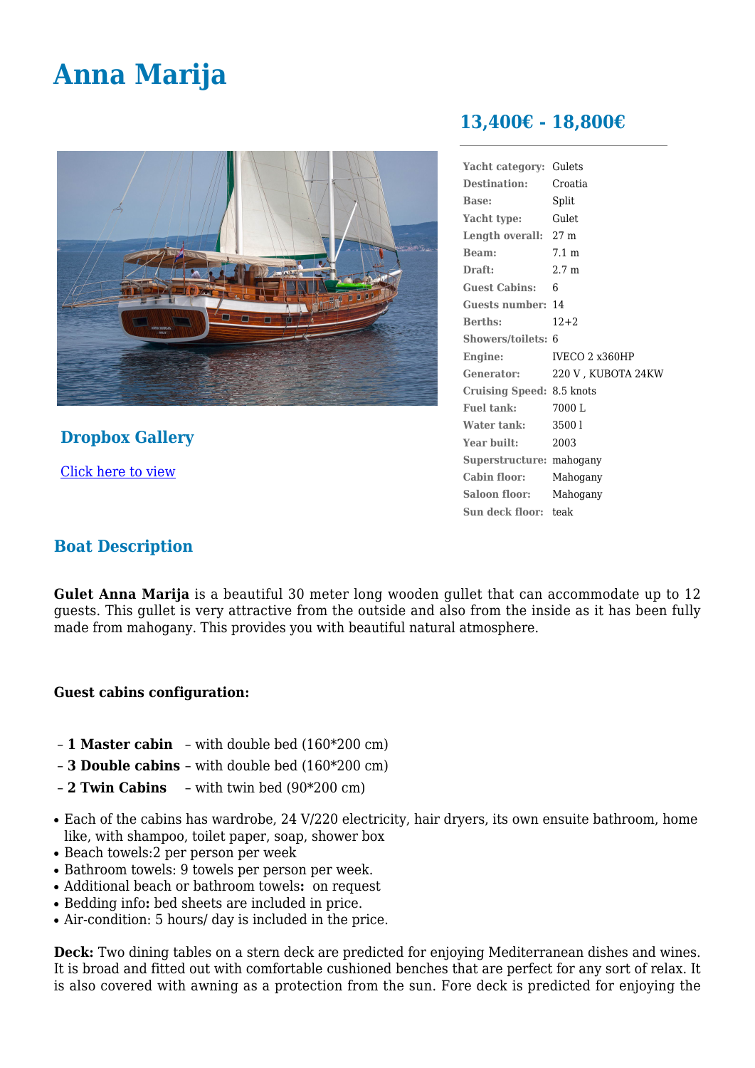# Anna Marija

## 13,400€ - 18,800€

| | |
|---|---|
| **Yacht category:** | Gulets |
| **Destination:** | Croatia |
| **Base:** | Split |
| **Yacht type:** | Gulet |
| **Length overall:** | 27 m |
| **Beam:** | 7.1 m |
| **Draft:** | 2.7 m |
| **Guest Cabins:** | 6 |
| **Guests number:** | 14 |
| **Berths:** | 12+2 |
| **Showers/toilets:** | 6 |
| **Engine:** | IVECO 2 x360HP |
| **Generator:** | 220 V , KUBOTA 24KW |
| **Cruising Speed:** | 8.5 knots |
| **Fuel tank:** | 7000 L |
| **Water tank:** | 3500 l |
| **Year built:** | 2003 |
| **Superstructure:** | mahogany |
| **Cabin floor:** | Mahogany |
| **Saloon floor:** | Mahogany |
| **Sun deck floor:** | teak |

## Dropbox Gallery

[Click here to view]

## Boat Description

**Gulet Anna Marija** is a beautiful 30 meter long wooden gullet that can accommodate up to 12 guests. This gullet is very attractive from the outside and also from the inside as it has been fully made from mahogany. This provides you with beautiful natural atmosphere.

**Guest cabins configuration:**

– **1 Master cabin** – with double bed (160*200 cm)
– **3 Double cabins** – with double bed (160*200 cm)
– **2 Twin Cabins** – with twin bed (90*200 cm)

- Each of the cabins has wardrobe, 24 V/220 electricity, hair dryers, its own ensuite bathroom, home like, with shampoo, toilet paper, soap, shower box
- Beach towels:2 per person per week
- Bathroom towels: 9 towels per person per week.
- Additional beach or bathroom towels**:** on request
- Bedding info**:** bed sheets are included in price.
- Air-condition: 5 hours/ day is included in the price.

**Deck:** Two dining tables on a stern deck are predicted for enjoying Mediterranean dishes and wines. It is broad and fitted out with comfortable cushioned benches that are perfect for any sort of relax. It is also covered with awning as a protection from the sun. Fore deck is predicted for enjoying the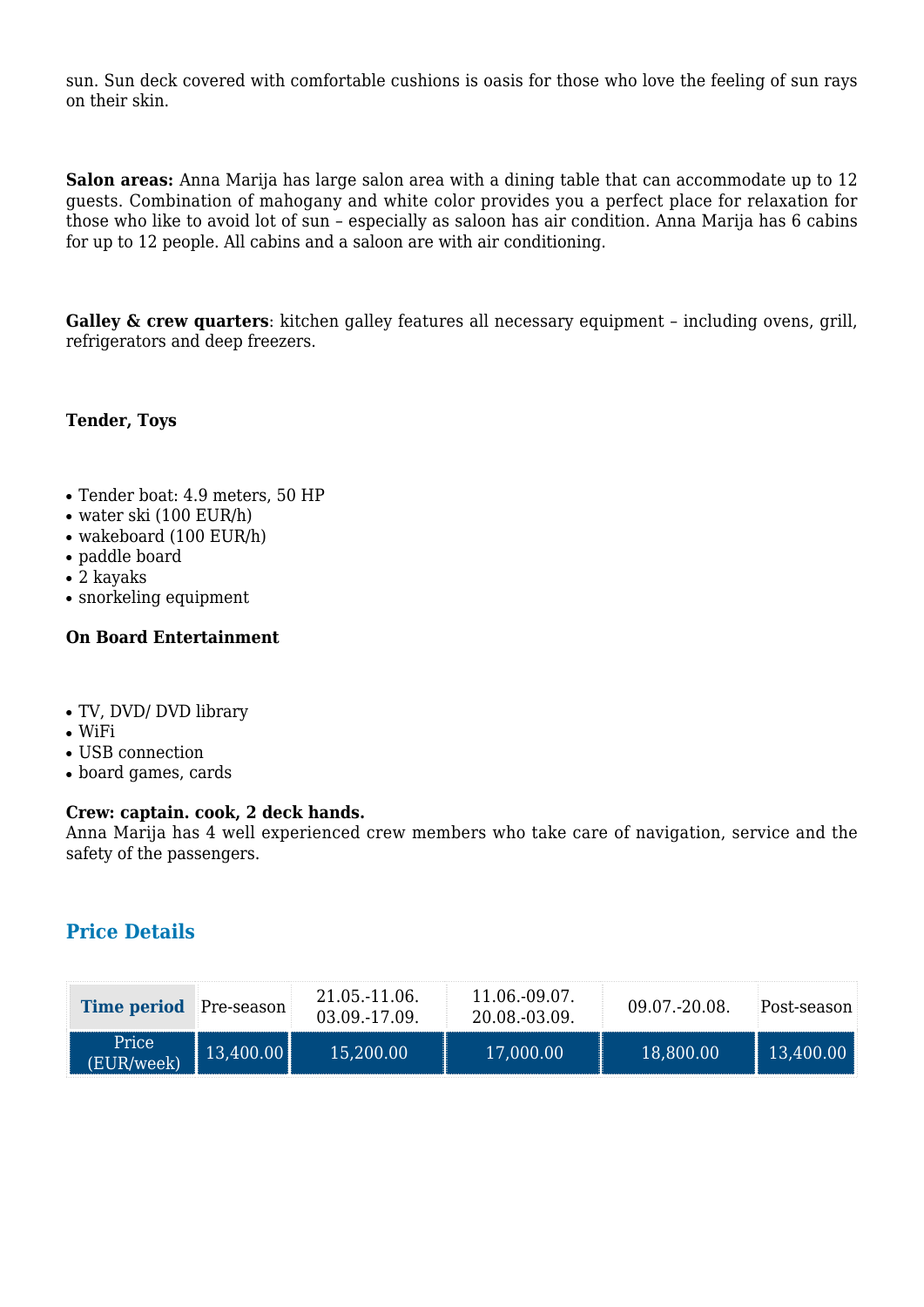sun. Sun deck covered with comfortable cushions is oasis for those who love the feeling of sun rays on their skin.

**Salon areas:** Anna Marija has large salon area with a dining table that can accommodate up to 12 guests. Combination of mahogany and white color provides you a perfect place for relaxation for those who like to avoid lot of sun – especially as saloon has air condition. Anna Marija has 6 cabins for up to 12 people. All cabins and a saloon are with air conditioning.

**Galley & crew quarters**: kitchen galley features all necessary equipment – including ovens, grill, refrigerators and deep freezers.

**Tender, Toys**

- Tender boat: 4.9 meters, 50 HP
- water ski (100 EUR/h)
- wakeboard (100 EUR/h)
- paddle board
- 2 kayaks
- snorkeling equipment

**On Board Entertainment**

- TV, DVD/ DVD library
- WiFi
- USB connection
- board games, cards

**Crew: captain. cook, 2 deck hands.**
Anna Marija has 4 well experienced crew members who take care of navigation, service and the safety of the passengers.

## Price Details

| Time period | Pre-season | 21.05.-11.06. 03.09.-17.09. | 11.06.-09.07. 20.08.-03.09. | 09.07.-20.08. | Post-season |
|---|---|---|---|---|---|
| Price (EUR/week) | 13,400.00 | 15,200.00 | 17,000.00 | 18,800.00 | 13,400.00 |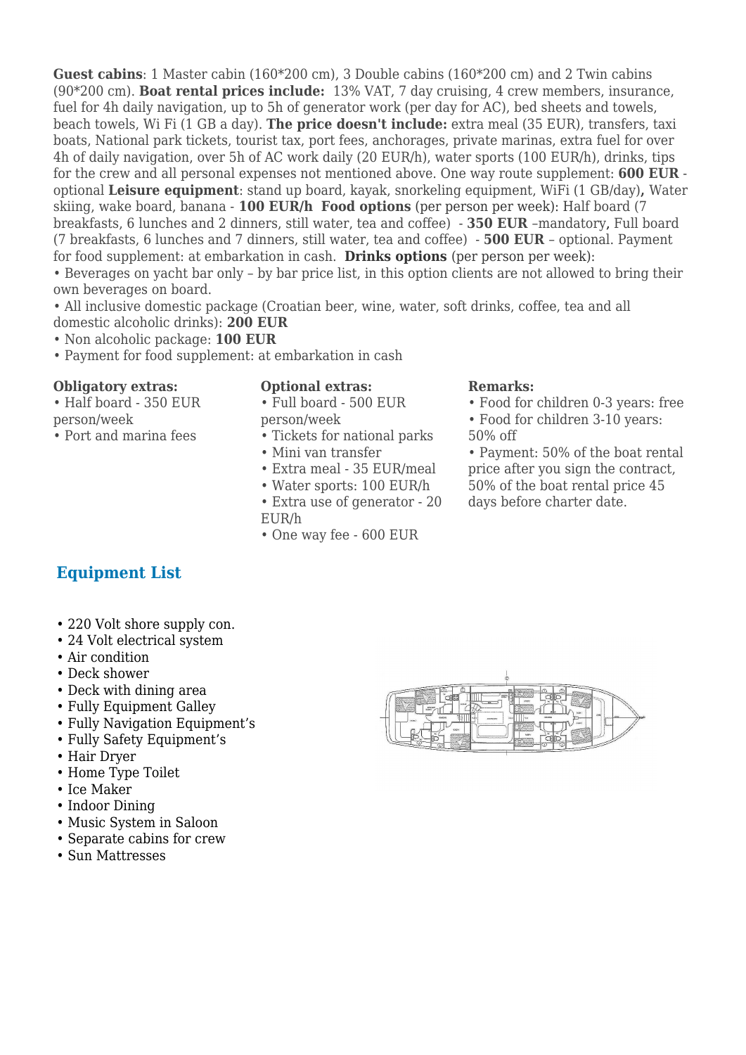**Guest cabins**: 1 Master cabin (160*200 cm), 3 Double cabins (160*200 cm) and 2 Twin cabins (90*200 cm). **Boat rental prices include:** 13% VAT, 7 day cruising, 4 crew members, insurance, fuel for 4h daily navigation, up to 5h of generator work (per day for AC), bed sheets and towels, beach towels, Wi Fi (1 GB a day). **The price doesn't include:** extra meal (35 EUR), transfers, taxi boats, National park tickets, tourist tax, port fees, anchorages, private marinas, extra fuel for over 4h of daily navigation, over 5h of AC work daily (20 EUR/h), water sports (100 EUR/h), drinks, tips for the crew and all personal expenses not mentioned above. One way route supplement: **600 EUR** - optional **Leisure equipment**: stand up board, kayak, snorkeling equipment, WiFi (1 GB/day)**,** Water skiing, wake board, banana - **100 EUR/h** **Food options** (per person per week): Half board (7 breakfasts, 6 lunches and 2 dinners, still water, tea and coffee) - **350 EUR** –mandatory**,** Full board (7 breakfasts, 6 lunches and 7 dinners, still water, tea and coffee) - **500 EUR** – optional. Payment for food supplement: at embarkation in cash. **Drinks options** (per person per week):

- Beverages on yacht bar only – by bar price list, in this option clients are not allowed to bring their own beverages on board.
- All inclusive domestic package (Croatian beer, wine, water, soft drinks, coffee, tea and all domestic alcoholic drinks): **200 EUR**
- Non alcoholic package: **100 EUR**
- Payment for food supplement: at embarkation in cash

**Obligatory extras:**

- Half board - 350 EUR person/week
- Port and marina fees

**Optional extras:**

- Full board - 500 EUR person/week
- Tickets for national parks
- Mini van transfer
- Extra meal - 35 EUR/meal
- Water sports: 100 EUR/h
- Extra use of generator - 20 EUR/h
- One way fee - 600 EUR

**Remarks:**

- Food for children 0-3 years: free
- Food for children 3-10 years: 50% off
- Payment: 50% of the boat rental price after you sign the contract, 50% of the boat rental price 45 days before charter date.

## Equipment List

- 220 Volt shore supply con.
- 24 Volt electrical system
- Air condition
- Deck shower
- Deck with dining area
- Fully Equipment Galley
- Fully Navigation Equipment's
- Fully Safety Equipment's
- Hair Dryer
- Home Type Toilet
- Ice Maker
- Indoor Dining
- Music System in Saloon
- Separate cabins for crew
- Sun Mattresses